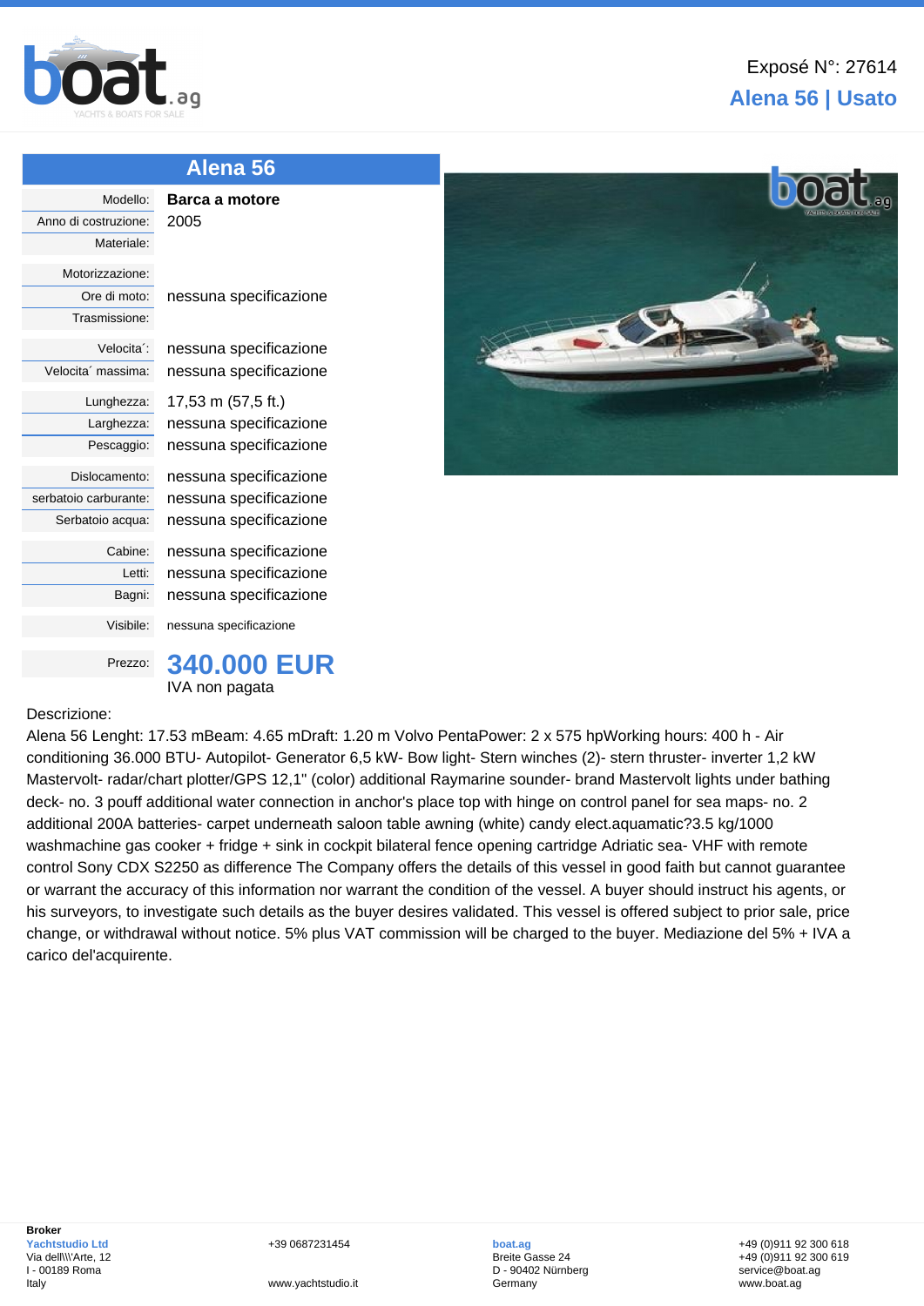Exposé N°: 27614

# Alena 56 | Usato

## Alena 56

| | |
|---|---|
| Modello: | **Barca a motore** |
| Anno di costruzione: | 2005 |
| Materiale: | |
| Motorizzazione: | |
| Ore di moto: | nessuna specificazione |
| Trasmissione: | |
| Velocita´: | nessuna specificazione |
| Velocita´ massima: | nessuna specificazione |
| Lunghezza: | 17,53 m (57,5 ft.) |
| Larghezza: | nessuna specificazione |
| Pescaggio: | nessuna specificazione |
| Dislocamento: | nessuna specificazione |
| serbatoio carburante: | nessuna specificazione |
| Serbatoio acqua: | nessuna specificazione |
| Cabine: | nessuna specificazione |
| Letti: | nessuna specificazione |
| Bagni: | nessuna specificazione |
| Visibile: | nessuna specificazione |
| Prezzo: | **340.000 EUR** IVA non pagata |

Descrizione:

Alena 56 Lenght: 17.53 mBeam: 4.65 mDraft: 1.20 m Volvo PentaPower: 2 x 575 hpWorking hours: 400 h - Air conditioning 36.000 BTU- Autopilot- Generator 6,5 kW- Bow light- Stern winches (2)- stern thruster- inverter 1,2 kW Mastervolt- radar/chart plotter/GPS 12,1" (color) additional Raymarine sounder- brand Mastervolt lights under bathing deck- no. 3 pouff additional water connection in anchor's place top with hinge on control panel for sea maps- no. 2 additional 200A batteries- carpet underneath saloon table awning (white) candy elect.aquamatic?3.5 kg/1000 washmachine gas cooker + fridge + sink in cockpit bilateral fence opening cartridge Adriatic sea- VHF with remote control Sony CDX S2250 as difference The Company offers the details of this vessel in good faith but cannot guarantee or warrant the accuracy of this information nor warrant the condition of the vessel. A buyer should instruct his agents, or his surveyors, to investigate such details as the buyer desires validated. This vessel is offered subject to prior sale, price change, or withdrawal without notice. 5% plus VAT commission will be charged to the buyer. Mediazione del 5% + IVA a carico del'acquirente.

**Broker**
Yachtstudio Ltd
Via dell\\\'Arte, 12
I - 00189 Roma
Italy

+39 0687231454
www.yachtstudio.it

boat.ag
Breite Gasse 24
D - 90402 Nürnberg
Germany

+49 (0)911 92 300 618
+49 (0)911 92 300 619
service@boat.ag
www.boat.ag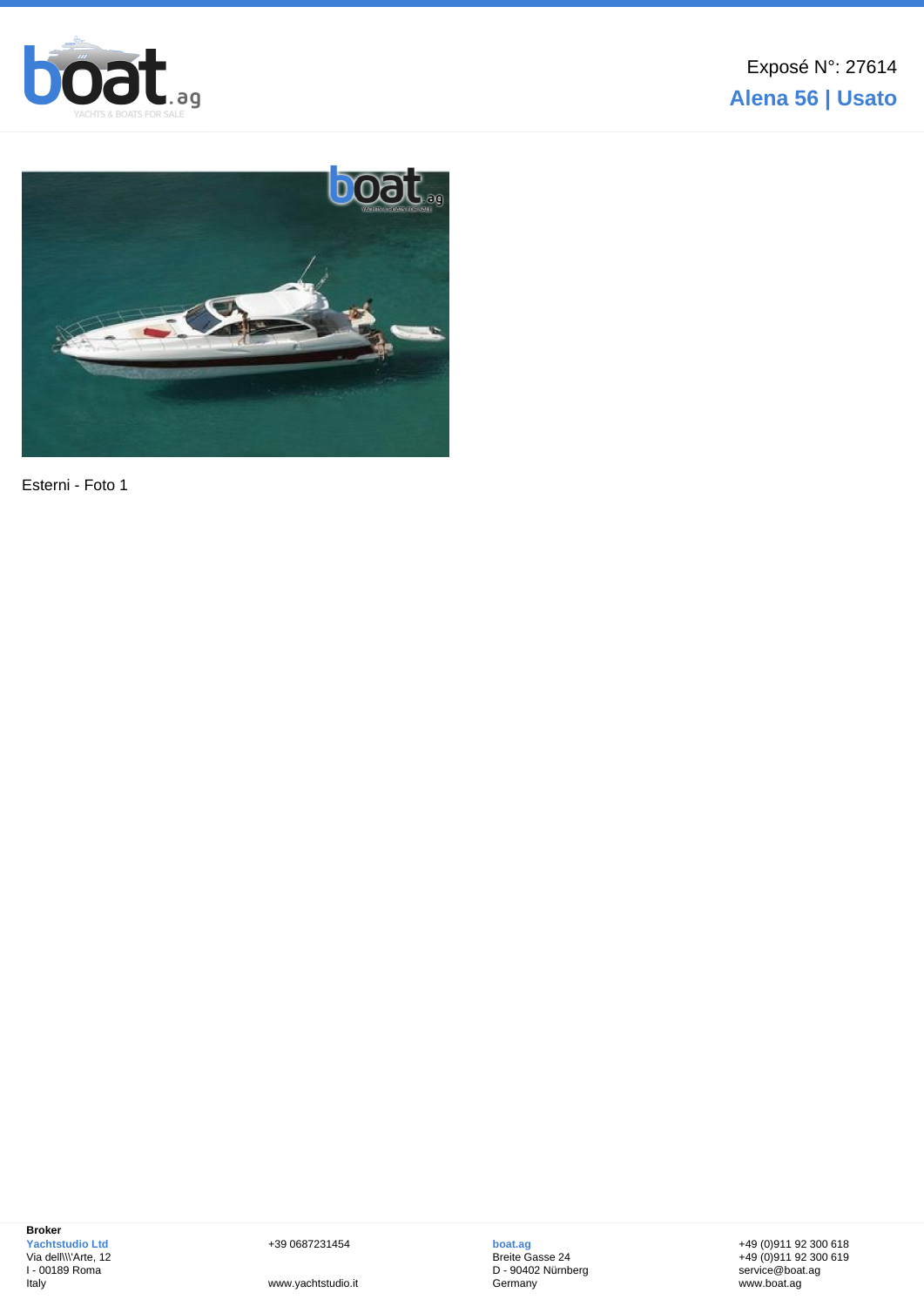Exposé N°: 27614

**Alena 56 | Usato**

Esterni - Foto 1

**Broker**
**Yachtstudio Ltd**
Via dell\\\'Arte, 12
I - 00189 Roma
Italy

+39 0687231454

www.yachtstudio.it

**boat.ag**
Breite Gasse 24
D - 90402 Nürnberg
Germany

+49 (0)911 92 300 618
+49 (0)911 92 300 619
service@boat.ag
www.boat.ag